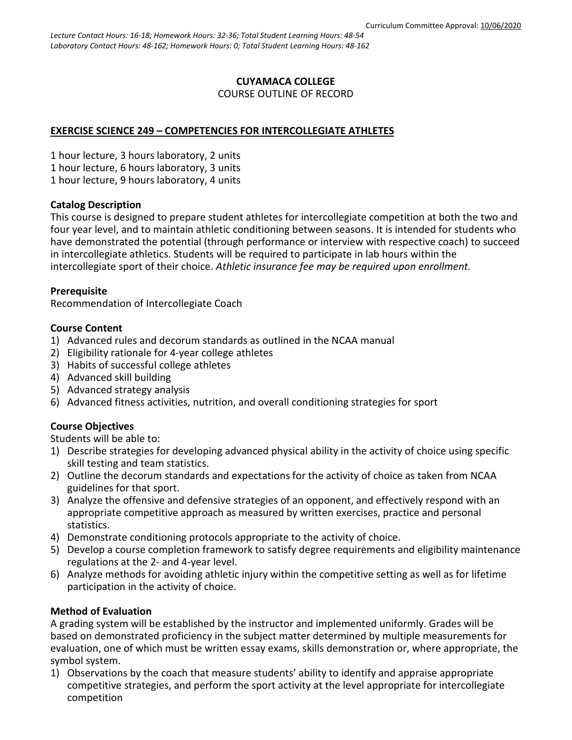Curriculum Committee Approval: 10/06/2020

*Lecture Contact Hours: 16-18; Homework Hours: 32-36; Total Student Learning Hours: 48-54*
*Laboratory Contact Hours: 48-162; Homework Hours: 0; Total Student Learning Hours: 48-162*

**CUYAMACA COLLEGE**
COURSE OUTLINE OF RECORD

## EXERCISE SCIENCE 249 – COMPETENCIES FOR INTERCOLLEGIATE ATHLETES

1 hour lecture, 3 hours laboratory, 2 units
1 hour lecture, 6 hours laboratory, 3 units
1 hour lecture, 9 hours laboratory, 4 units

### Catalog Description

This course is designed to prepare student athletes for intercollegiate competition at both the two and four year level, and to maintain athletic conditioning between seasons. It is intended for students who have demonstrated the potential (through performance or interview with respective coach) to succeed in intercollegiate athletics. Students will be required to participate in lab hours within the intercollegiate sport of their choice. *Athletic insurance fee may be required upon enrollment.*

### Prerequisite

Recommendation of Intercollegiate Coach

### Course Content

1) Advanced rules and decorum standards as outlined in the NCAA manual
2) Eligibility rationale for 4-year college athletes
3) Habits of successful college athletes
4) Advanced skill building
5) Advanced strategy analysis
6) Advanced fitness activities, nutrition, and overall conditioning strategies for sport

### Course Objectives

Students will be able to:

1) Describe strategies for developing advanced physical ability in the activity of choice using specific skill testing and team statistics.
2) Outline the decorum standards and expectations for the activity of choice as taken from NCAA guidelines for that sport.
3) Analyze the offensive and defensive strategies of an opponent, and effectively respond with an appropriate competitive approach as measured by written exercises, practice and personal statistics.
4) Demonstrate conditioning protocols appropriate to the activity of choice.
5) Develop a course completion framework to satisfy degree requirements and eligibility maintenance regulations at the 2- and 4-year level.
6) Analyze methods for avoiding athletic injury within the competitive setting as well as for lifetime participation in the activity of choice.

### Method of Evaluation

A grading system will be established by the instructor and implemented uniformly. Grades will be based on demonstrated proficiency in the subject matter determined by multiple measurements for evaluation, one of which must be written essay exams, skills demonstration or, where appropriate, the symbol system.

1) Observations by the coach that measure students' ability to identify and appraise appropriate competitive strategies, and perform the sport activity at the level appropriate for intercollegiate competition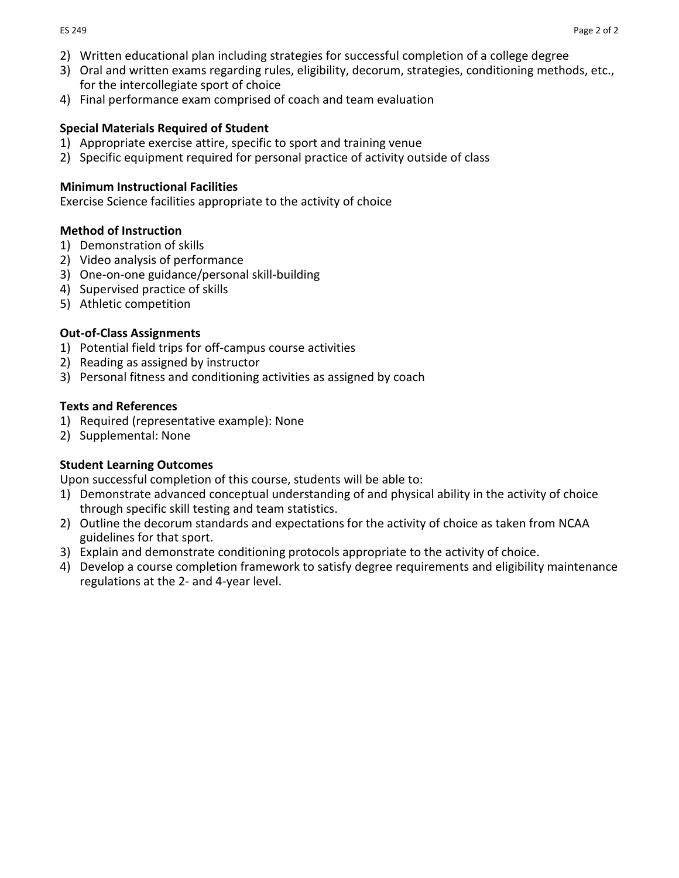2) Written educational plan including strategies for successful completion of a college degree
3) Oral and written exams regarding rules, eligibility, decorum, strategies, conditioning methods, etc., for the intercollegiate sport of choice
4) Final performance exam comprised of coach and team evaluation

**Special Materials Required of Student**
1) Appropriate exercise attire, specific to sport and training venue
2) Specific equipment required for personal practice of activity outside of class

**Minimum Instructional Facilities**
Exercise Science facilities appropriate to the activity of choice

**Method of Instruction**
1) Demonstration of skills
2) Video analysis of performance
3) One-on-one guidance/personal skill-building
4) Supervised practice of skills
5) Athletic competition

**Out-of-Class Assignments**
1) Potential field trips for off-campus course activities
2) Reading as assigned by instructor
3) Personal fitness and conditioning activities as assigned by coach

**Texts and References**
1) Required (representative example): None
2) Supplemental: None

**Student Learning Outcomes**
Upon successful completion of this course, students will be able to:
1) Demonstrate advanced conceptual understanding of and physical ability in the activity of choice through specific skill testing and team statistics.
2) Outline the decorum standards and expectations for the activity of choice as taken from NCAA guidelines for that sport.
3) Explain and demonstrate conditioning protocols appropriate to the activity of choice.
4) Develop a course completion framework to satisfy degree requirements and eligibility maintenance regulations at the 2- and 4-year level.